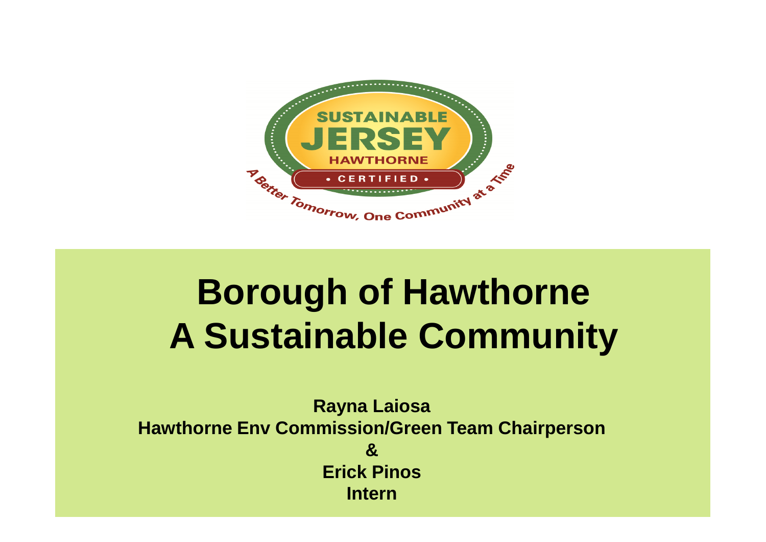SUSTAINABLE JERSEY HAWTHORNE

• CERTIFIED •

A Better Tomorrow, One Community at a Time

# Borough of Hawthorne
# A Sustainable Community

**Rayna Laiosa**
**Hawthorne Env Commission/Green Team Chairperson**
**&**
**Erick Pinos**
**Intern**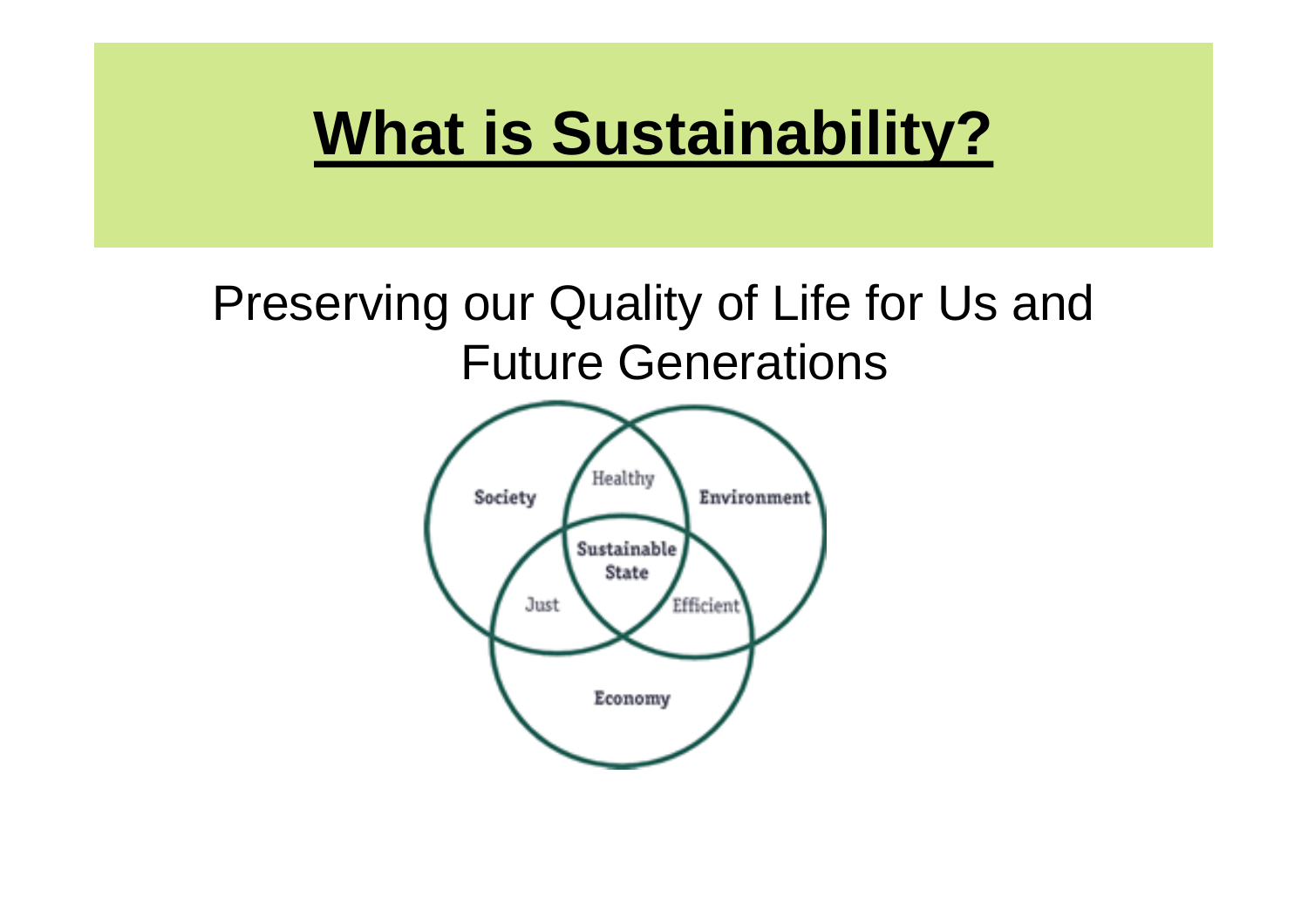# What is Sustainability?

Preserving our Quality of Life for Us and Future Generations

Society

Environment

Economy

Healthy

Just

Efficient

Sustainable State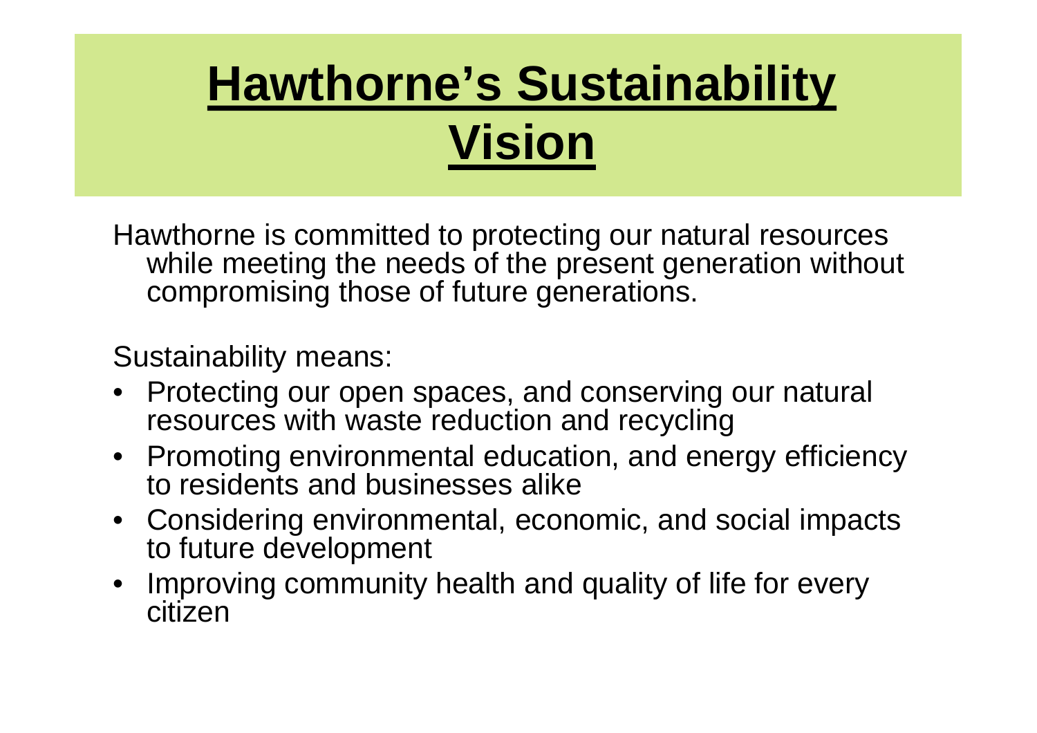# Hawthorne's Sustainability Vision

Hawthorne is committed to protecting our natural resources while meeting the needs of the present generation without compromising those of future generations.

Sustainability means:

- Protecting our open spaces, and conserving our natural resources with waste reduction and recycling
- Promoting environmental education, and energy efficiency to residents and businesses alike
- Considering environmental, economic, and social impacts to future development
- Improving community health and quality of life for every citizen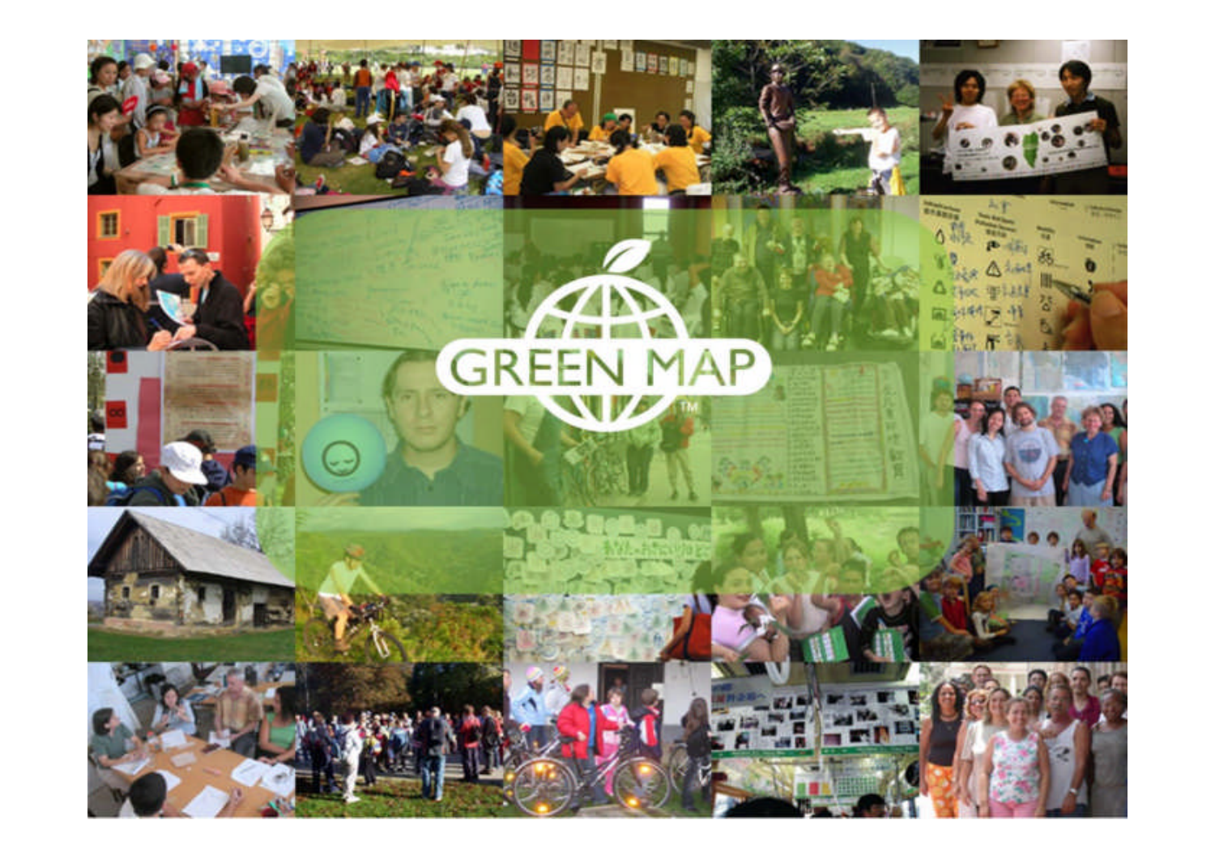GREEN MAP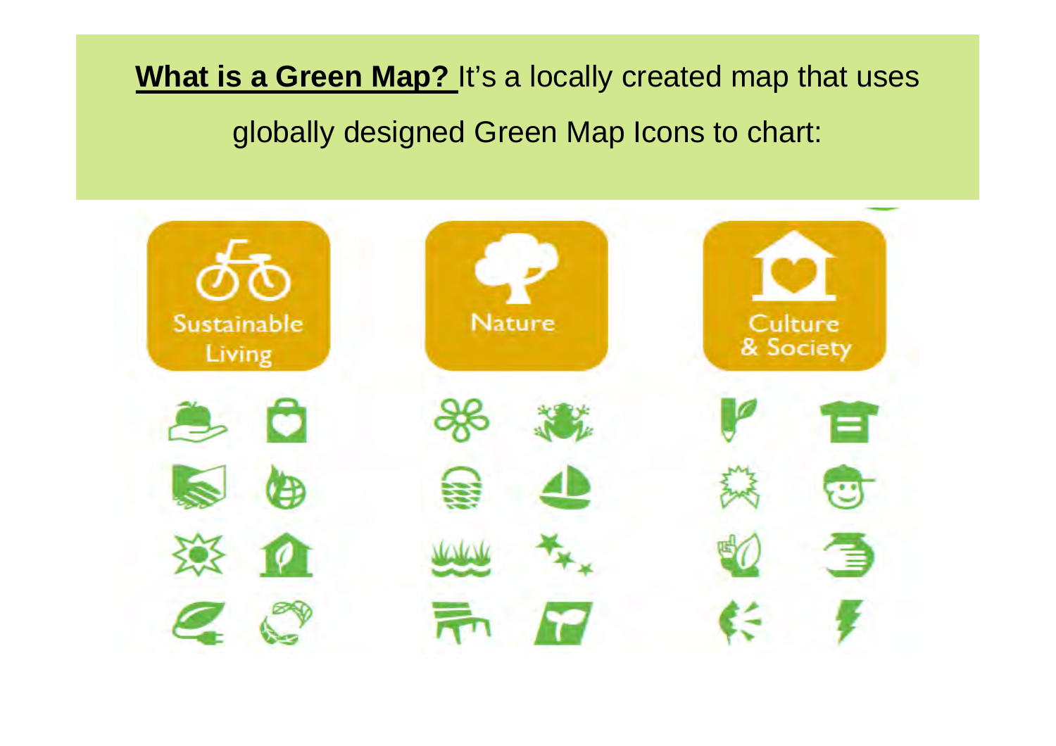**What is a Green Map?** It's a locally created map that uses globally designed Green Map Icons to chart:

Sustainable Living

Nature

Culture & Society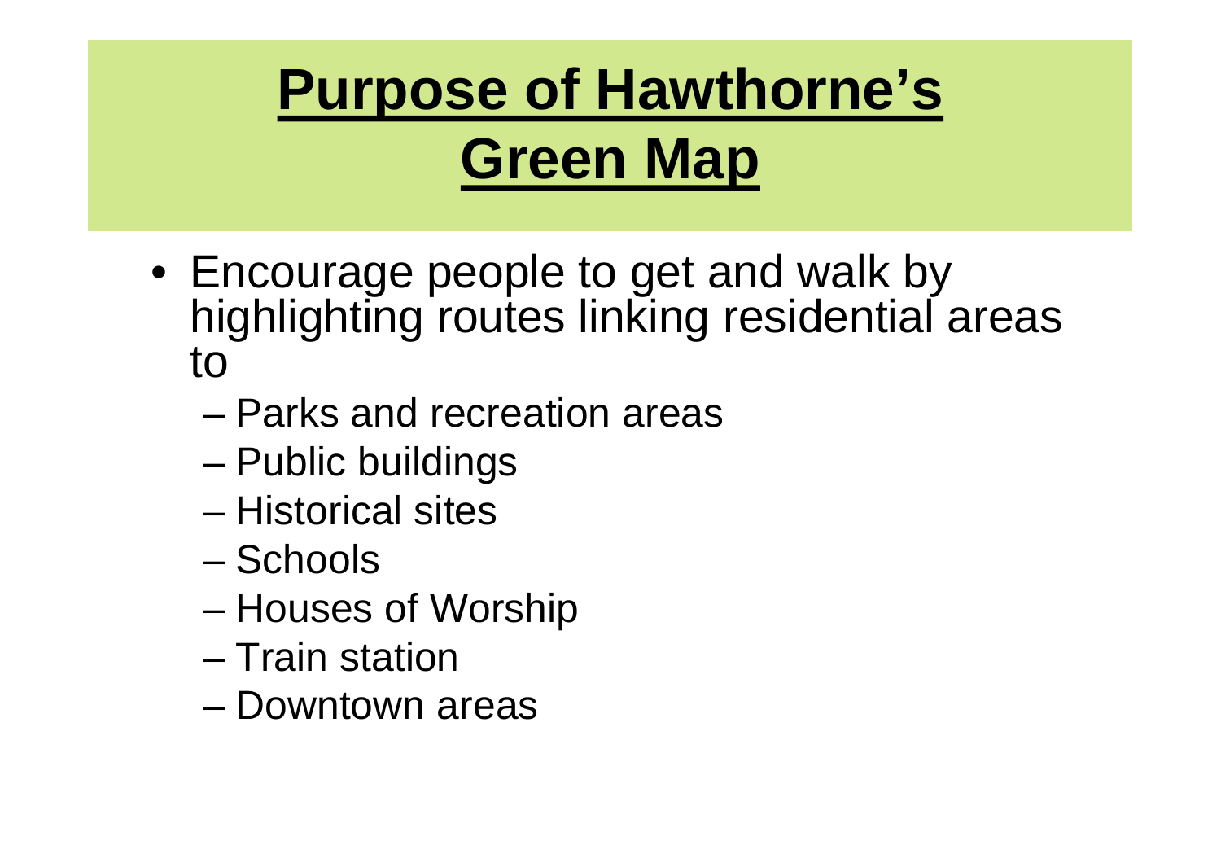# Purpose of Hawthorne's Green Map

- Encourage people to get and walk by highlighting routes linking residential areas to
  - Parks and recreation areas
  - Public buildings
  - Historical sites
  - Schools
  - Houses of Worship
  - Train station
  - Downtown areas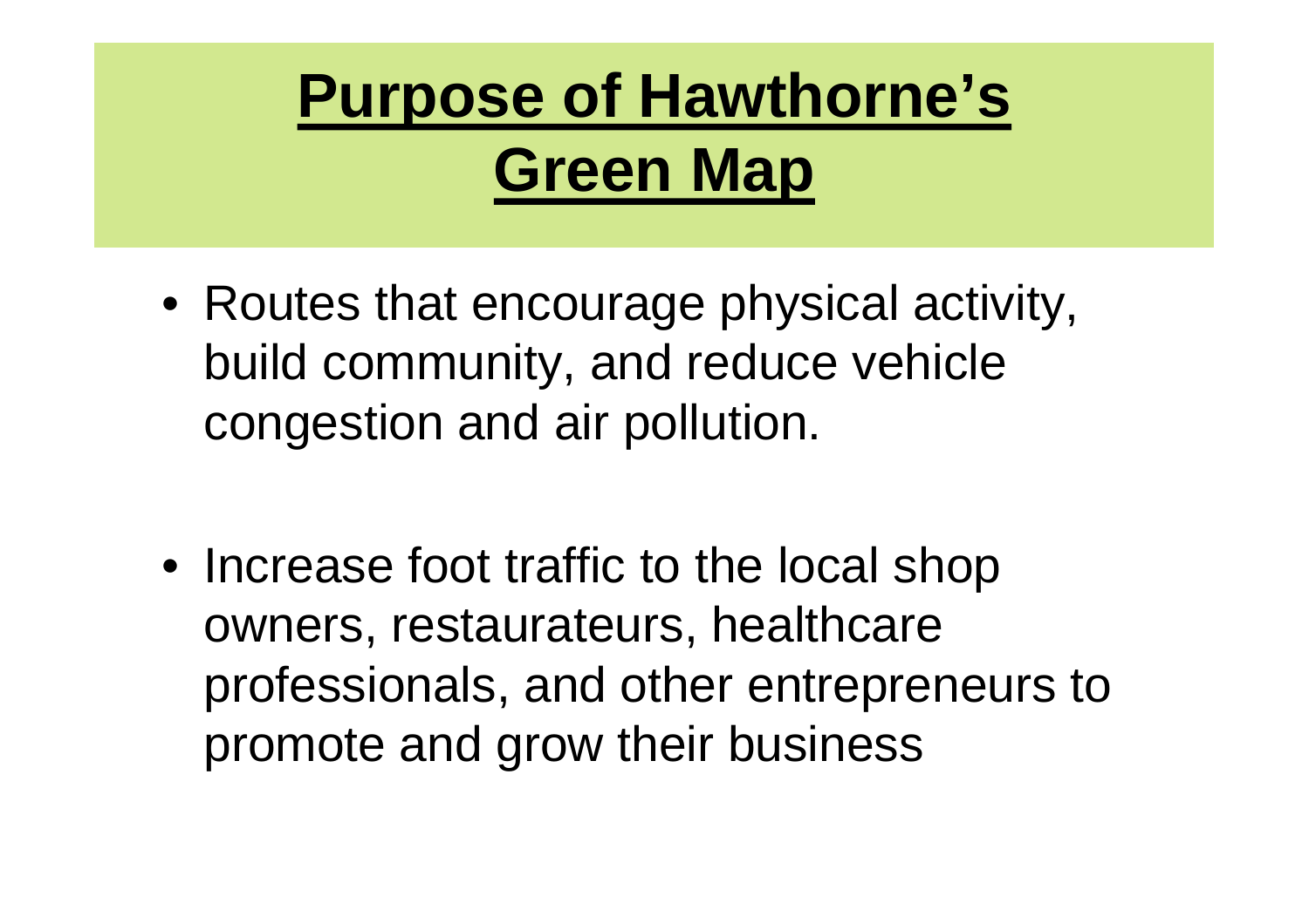# Purpose of Hawthorne's Green Map

- Routes that encourage physical activity, build community, and reduce vehicle congestion and air pollution.

- Increase foot traffic to the local shop owners, restaurateurs, healthcare professionals, and other entrepreneurs to promote and grow their business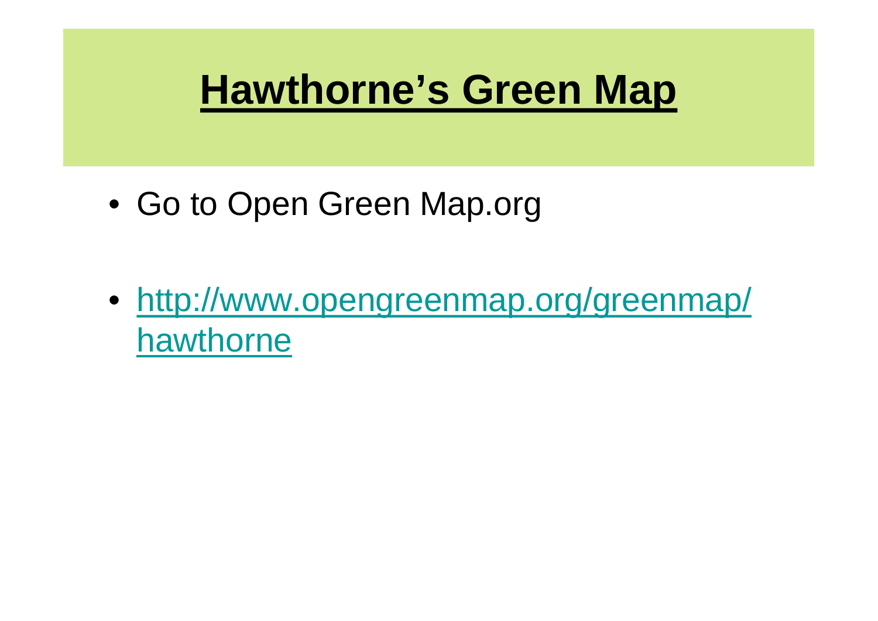# Hawthorne's Green Map

- Go to Open Green Map.org

- [http://www.opengreenmap.org/greenmap/hawthorne](http://www.opengreenmap.org/greenmap/hawthorne)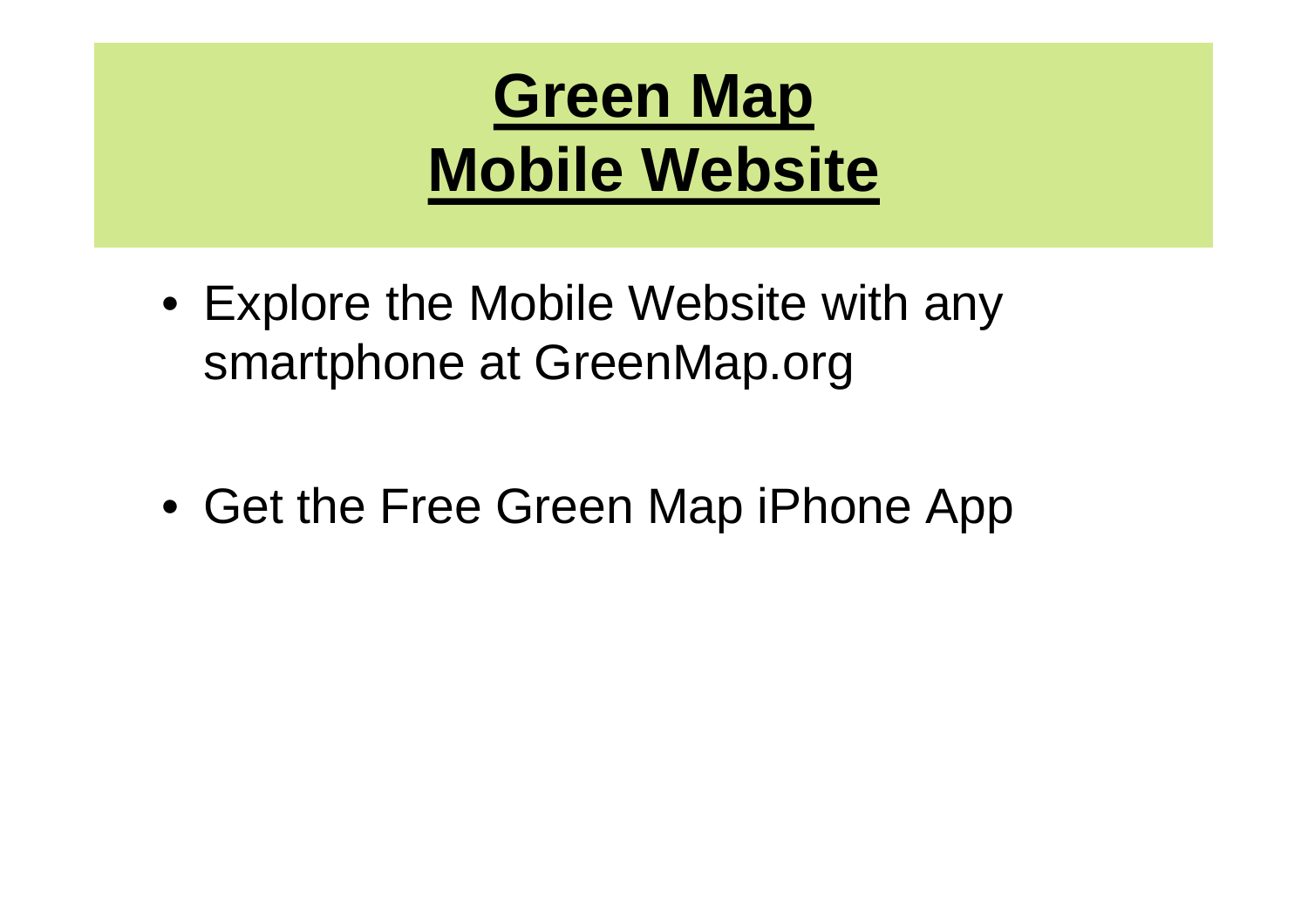# Green Map Mobile Website

- Explore the Mobile Website with any smartphone at GreenMap.org
- Get the Free Green Map iPhone App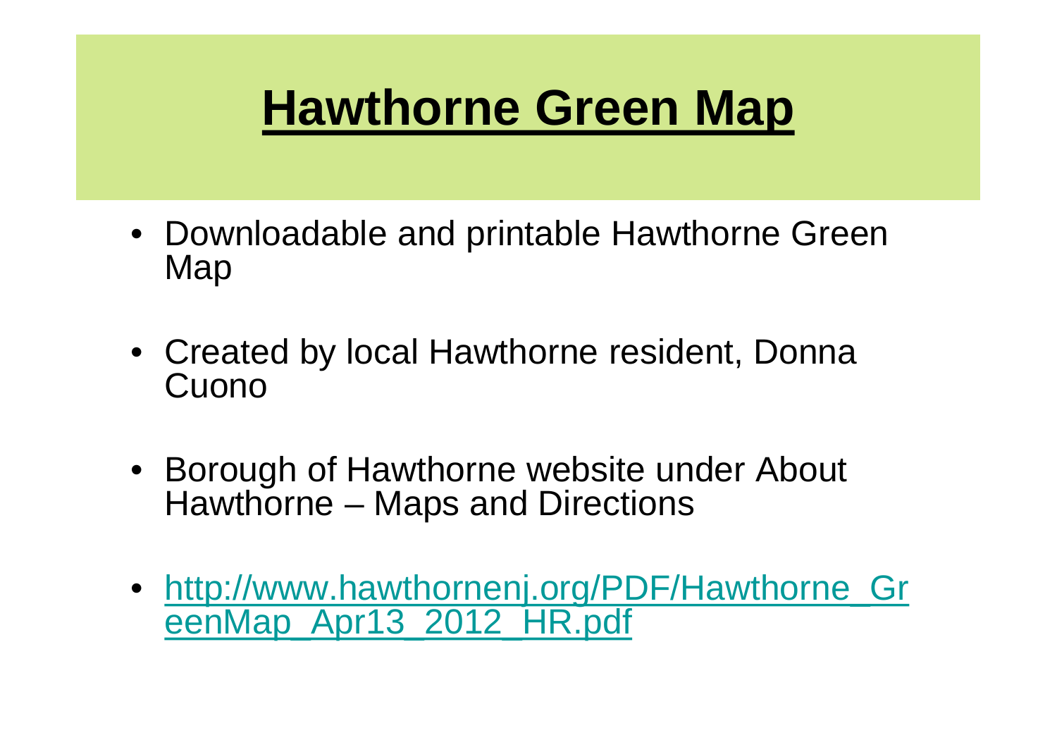# Hawthorne Green Map

- Downloadable and printable Hawthorne Green Map
- Created by local Hawthorne resident, Donna Cuono
- Borough of Hawthorne website under About Hawthorne – Maps and Directions
- http://www.hawthornenj.org/PDF/Hawthorne_GreenMap_Apr13_2012_HR.pdf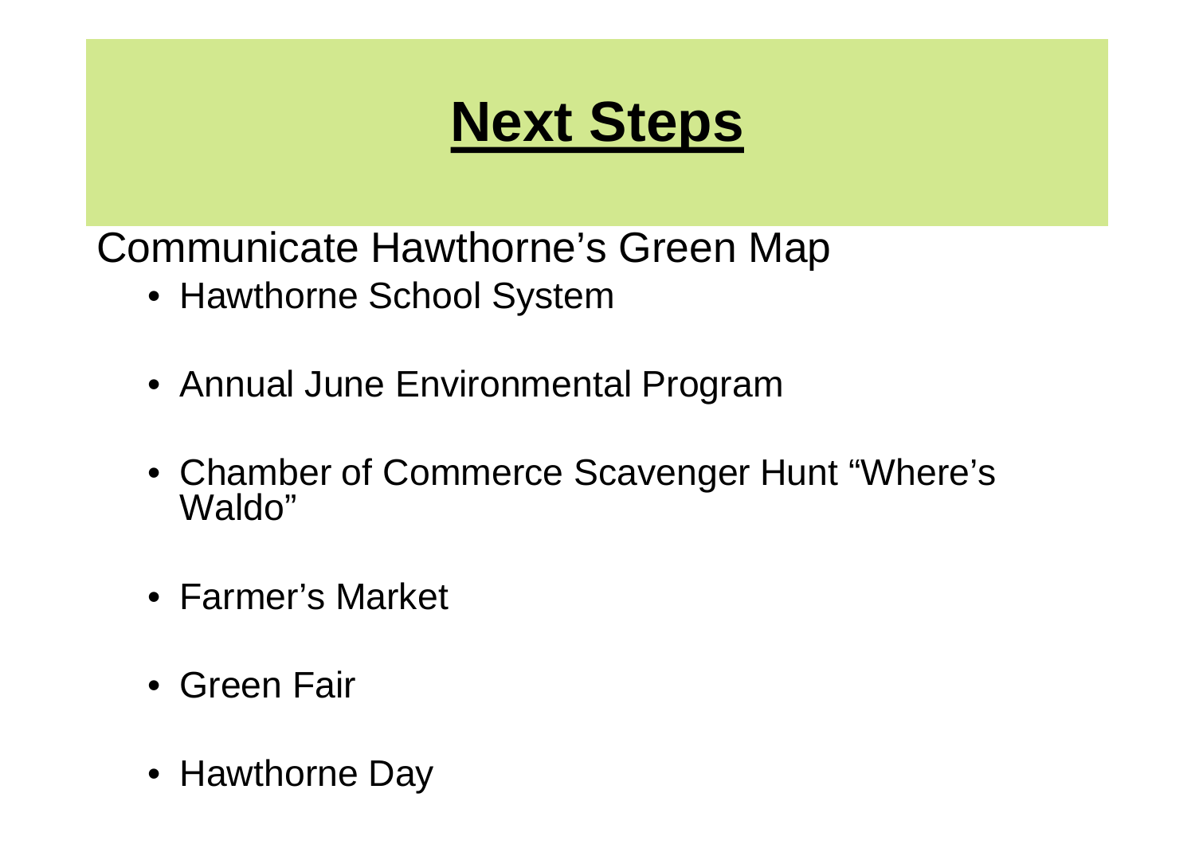# Next Steps

Communicate Hawthorne's Green Map

- Hawthorne School System
- Annual June Environmental Program
- Chamber of Commerce Scavenger Hunt "Where's Waldo"
- Farmer's Market
- Green Fair
- Hawthorne Day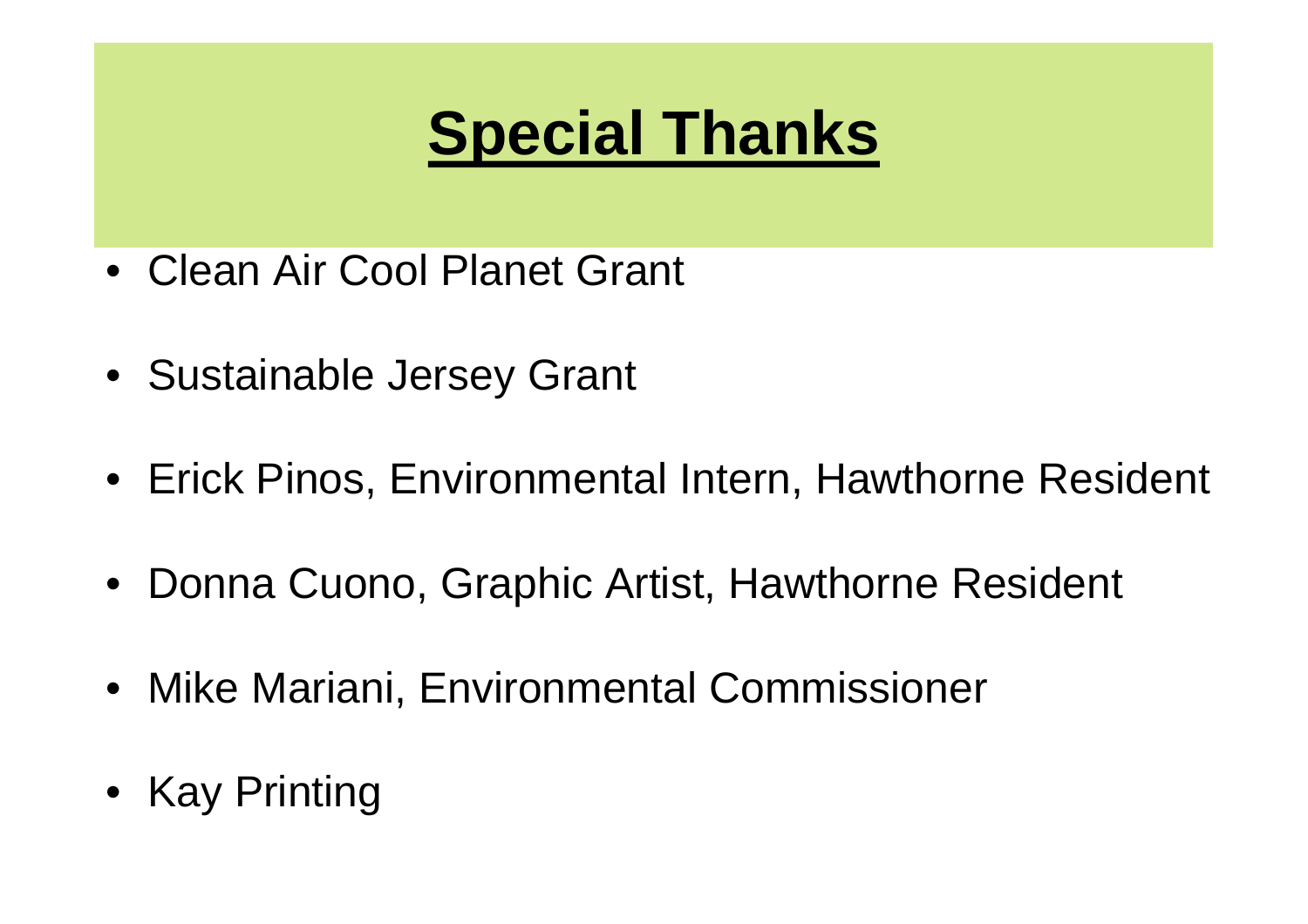# Special Thanks

- Clean Air Cool Planet Grant
- Sustainable Jersey Grant
- Erick Pinos, Environmental Intern, Hawthorne Resident
- Donna Cuono, Graphic Artist, Hawthorne Resident
- Mike Mariani, Environmental Commissioner
- Kay Printing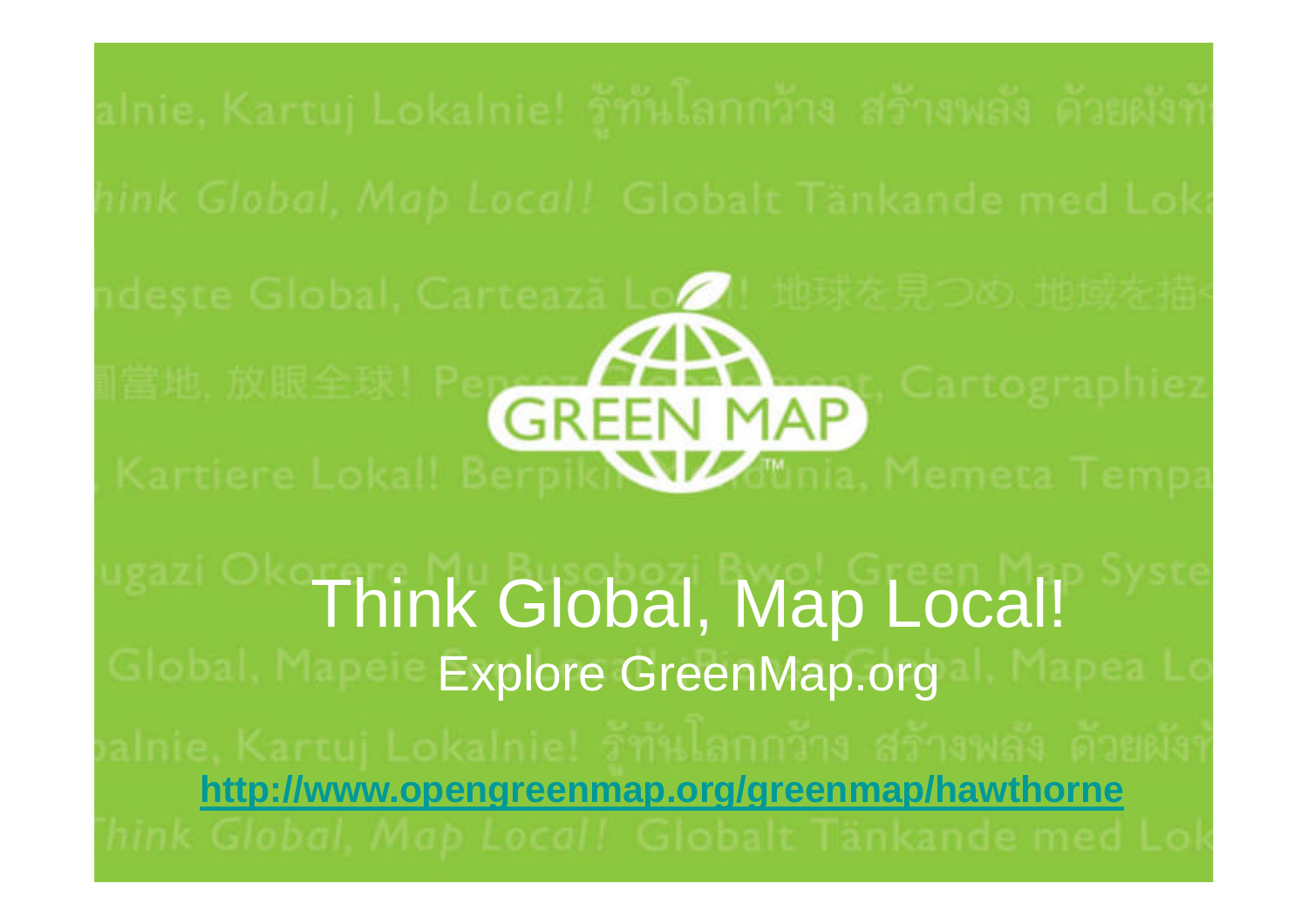Think Global, Map Local!

Explore GreenMap.org

http://www.opengreenmap.org/greenmap/hawthorne